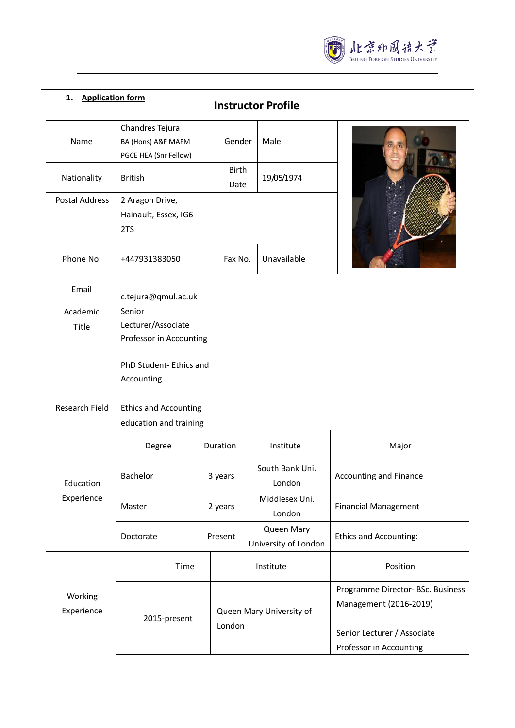北京外国语大学
BEIJING FOREIGN STUDIES UNIVERSITY

1. **Application form**

## Instructor Profile

| | | | | |
|---|---|---|---|---|
| Name | Chandres Tejura<br>BA (Hons) A&F MAFM<br>PGCE HEA (Snr Fellow) | Gender | Male | |
| Nationality | British | Birth Date | 19/05/1974 | |
| Postal Address | 2 Aragon Drive, Hainault, Essex, IG6 2TS | | | |
| Phone No. | +447931383050 | Fax No. | Unavailable | |
| Email | c.tejura@qmul.ac.uk | | | |
| Academic Title | Senior Lecturer/Associate Professor in Accounting<br><br>PhD Student- Ethics and Accounting | | | |
| Research Field | Ethics and Accounting education and training | | | |

| | Degree | Duration | Institute | Major |
|---|---|---|---|---|
| Education Experience | Bachelor | 3 years | South Bank Uni. London | Accounting and Finance |
| | Master | 2 years | Middlesex Uni. London | Financial Management |
| | Doctorate | Present | Queen Mary University of London | Ethics and Accounting: |

| | Time | Institute | Position |
|---|---|---|---|
| Working Experience | 2015-present | Queen Mary University of London | Programme Director- BSc. Business Management (2016-2019)<br><br>Senior Lecturer / Associate Professor in Accounting |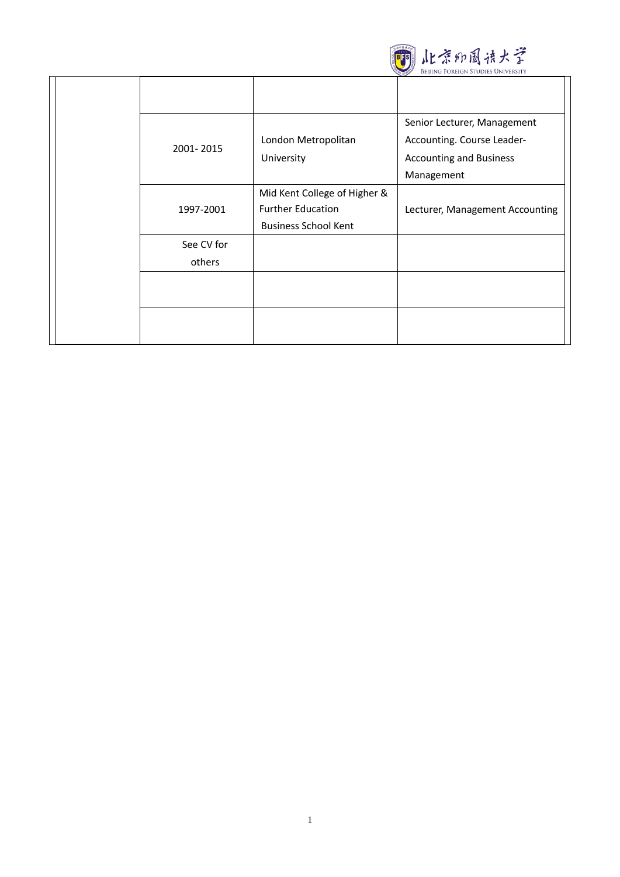| | | | |
|---|---|---|---|
| | | | |
| | 2001- 2015 | London Metropolitan University | Senior Lecturer, Management Accounting. Course Leader- Accounting and Business Management |
| | 1997-2001 | Mid Kent College of Higher & Further Education Business School Kent | Lecturer, Management Accounting |
| | See CV for others | | |
| | | | |
| | | | |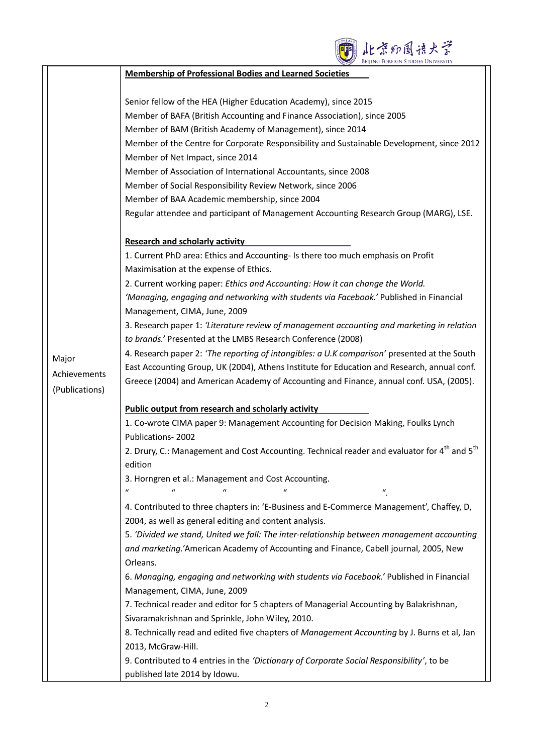| | |
|---|---|
| Major Achievements (Publications) | **Membership of Professional Bodies and Learned Societies**<br><br>Senior fellow of the HEA (Higher Education Academy), since 2015<br>Member of BAFA (British Accounting and Finance Association), since 2005<br>Member of BAM (British Academy of Management), since 2014<br>Member of the Centre for Corporate Responsibility and Sustainable Development, since 2012<br>Member of Net Impact, since 2014<br>Member of Association of International Accountants, since 2008<br>Member of Social Responsibility Review Network, since 2006<br>Member of BAA Academic membership, since 2004<br>Regular attendee and participant of Management Accounting Research Group (MARG), LSE.<br><br>**Research and scholarly activity**<br>1. Current PhD area: Ethics and Accounting- Is there too much emphasis on Profit Maximisation at the expense of Ethics.<br>2. Current working paper: *Ethics and Accounting: How it can change the World.* *'Managing, engaging and networking with students via Facebook.'* Published in Financial Management, CIMA, June, 2009<br>3. Research paper 1: *'Literature review of management accounting and marketing in relation to brands.'* Presented at the LMBS Research Conference (2008)<br>4. Research paper 2: *'The reporting of intangibles: a U.K comparison'* presented at the South East Accounting Group, UK (2004), Athens Institute for Education and Research, annual conf. Greece (2004) and American Academy of Accounting and Finance, annual conf. USA, (2005).<br><br>**Public output from research and scholarly activity**<br>1. Co-wrote CIMA paper 9: Management Accounting for Decision Making, Foulks Lynch Publications- 2002<br>2. Drury, C.: Management and Cost Accounting. Technical reader and evaluator for 4th and 5th edition<br>3. Horngren et al.: Management and Cost Accounting.<br>" " " " ".<br>4. Contributed to three chapters in: 'E-Business and E-Commerce Management', Chaffey, D, 2004, as well as general editing and content analysis.<br>5. *'Divided we stand, United we fall: The inter-relationship between management accounting and marketing.'*American Academy of Accounting and Finance, Cabell journal, 2005, New Orleans.<br>6. *Managing, engaging and networking with students via Facebook.'* Published in Financial Management, CIMA, June, 2009<br>7. Technical reader and editor for 5 chapters of Managerial Accounting by Balakrishnan, Sivaramakrishnan and Sprinkle, John Wiley, 2010.<br>8. Technically read and edited five chapters of *Management Accounting* by J. Burns et al, Jan 2013, McGraw-Hill.<br>9. Contributed to 4 entries in the *'Dictionary of Corporate Social Responsibility'*, to be published late 2014 by Idowu. |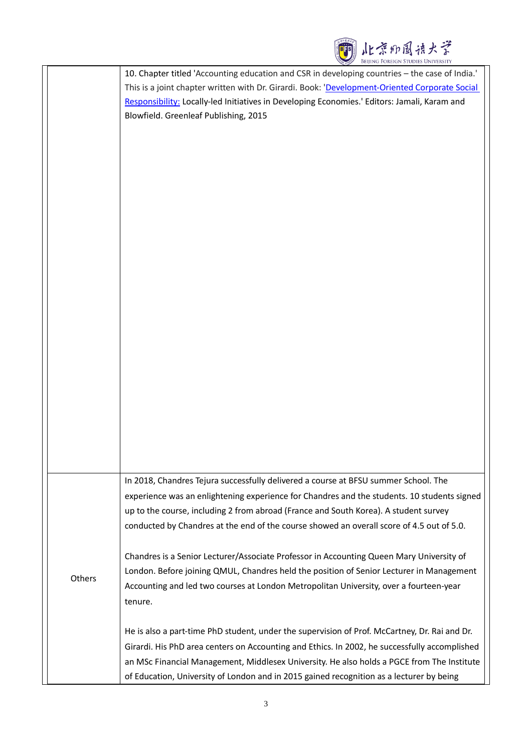|  |  |
|---|---|
|  | 10. Chapter titled 'Accounting education and CSR in developing countries – the case of India.' This is a joint chapter written with Dr. Girardi. Book: 'Development-Oriented Corporate Social Responsibility: Locally-led Initiatives in Developing Economies.' Editors: Jamali, Karam and Blowfield. Greenleaf Publishing, 2015 |
| Others | In 2018, Chandres Tejura successfully delivered a course at BFSU summer School. The experience was an enlightening experience for Chandres and the students. 10 students signed up to the course, including 2 from abroad (France and South Korea). A student survey conducted by Chandres at the end of the course showed an overall score of 4.5 out of 5.0.<br><br>Chandres is a Senior Lecturer/Associate Professor in Accounting Queen Mary University of London. Before joining QMUL, Chandres held the position of Senior Lecturer in Management Accounting and led two courses at London Metropolitan University, over a fourteen-year tenure.<br><br>He is also a part-time PhD student, under the supervision of Prof. McCartney, Dr. Rai and Dr. Girardi. His PhD area centers on Accounting and Ethics. In 2002, he successfully accomplished an MSc Financial Management, Middlesex University. He also holds a PGCE from The Institute of Education, University of London and in 2015 gained recognition as a lecturer by being |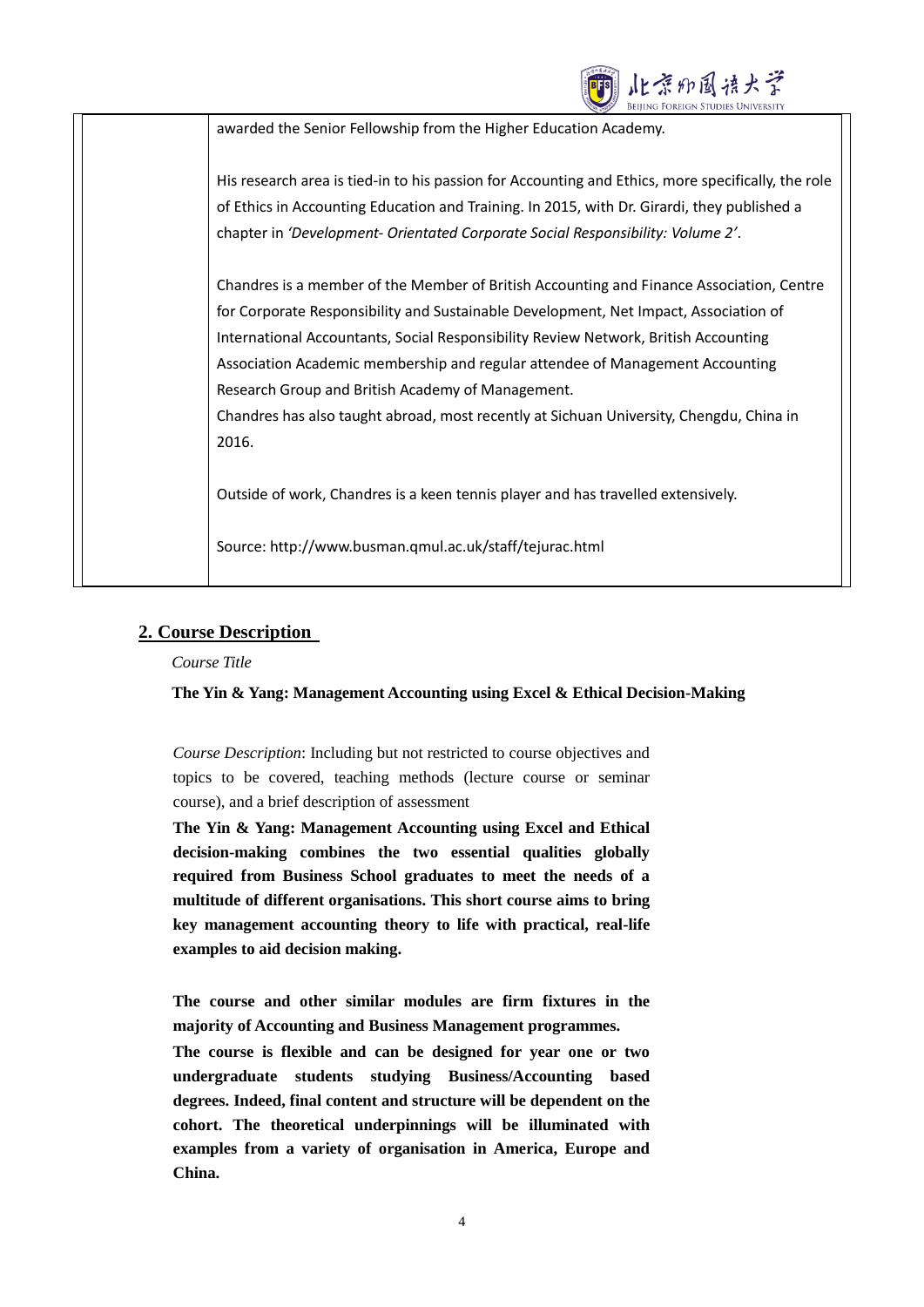| | awarded the Senior Fellowship from the Higher Education Academy.<br><br>His research area is tied-in to his passion for Accounting and Ethics, more specifically, the role of Ethics in Accounting Education and Training. In 2015, with Dr. Girardi, they published a chapter in *'Development- Orientated Corporate Social Responsibility: Volume 2'*.<br><br>Chandres is a member of the Member of British Accounting and Finance Association, Centre for Corporate Responsibility and Sustainable Development, Net Impact, Association of International Accountants, Social Responsibility Review Network, British Accounting Association Academic membership and regular attendee of Management Accounting Research Group and British Academy of Management.<br>Chandres has also taught abroad, most recently at Sichuan University, Chengdu, China in 2016.<br><br>Outside of work, Chandres is a keen tennis player and has travelled extensively.<br><br>Source: http://www.busman.qmul.ac.uk/staff/tejurac.html |
|---|---|

## 2. Course Description

*Course Title*

**The Yin & Yang: Management Accounting using Excel & Ethical Decision-Making**

*Course Description*: Including but not restricted to course objectives and topics to be covered, teaching methods (lecture course or seminar course), and a brief description of assessment

**The Yin & Yang: Management Accounting using Excel and Ethical decision-making combines the two essential qualities globally required from Business School graduates to meet the needs of a multitude of different organisations. This short course aims to bring key management accounting theory to life with practical, real-life examples to aid decision making.**

**The course and other similar modules are firm fixtures in the majority of Accounting and Business Management programmes.**

**The course is flexible and can be designed for year one or two undergraduate students studying Business/Accounting based degrees. Indeed, final content and structure will be dependent on the cohort. The theoretical underpinnings will be illuminated with examples from a variety of organisation in America, Europe and China.**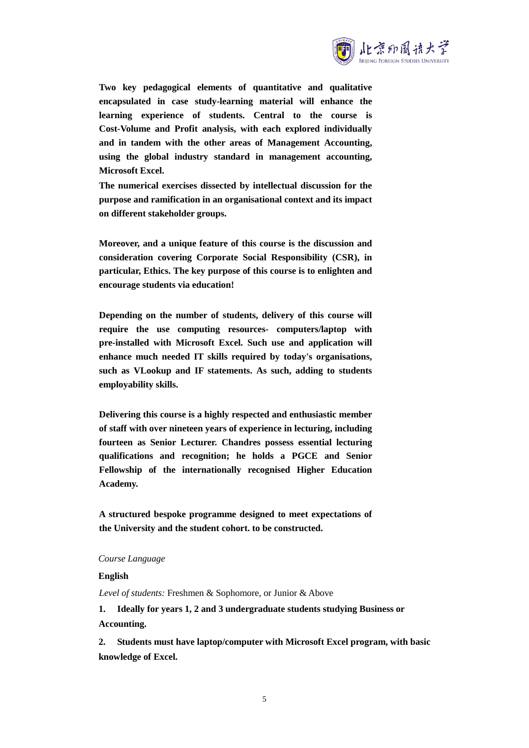**Two key pedagogical elements of quantitative and qualitative encapsulated in case study-learning material will enhance the learning experience of students. Central to the course is Cost-Volume and Profit analysis, with each explored individually and in tandem with the other areas of Management Accounting, using the global industry standard in management accounting, Microsoft Excel.**

**The numerical exercises dissected by intellectual discussion for the purpose and ramification in an organisational context and its impact on different stakeholder groups.**

**Moreover, and a unique feature of this course is the discussion and consideration covering Corporate Social Responsibility (CSR), in particular, Ethics. The key purpose of this course is to enlighten and encourage students via education!**

**Depending on the number of students, delivery of this course will require the use computing resources- computers/laptop with pre-installed with Microsoft Excel. Such use and application will enhance much needed IT skills required by today's organisations, such as VLookup and IF statements. As such, adding to students employability skills.**

**Delivering this course is a highly respected and enthusiastic member of staff with over nineteen years of experience in lecturing, including fourteen as Senior Lecturer. Chandres possess essential lecturing qualifications and recognition; he holds a PGCE and Senior Fellowship of the internationally recognised Higher Education Academy.**

**A structured bespoke programme designed to meet expectations of the University and the student cohort. to be constructed.**

*Course Language*

**English**

*Level of students:* Freshmen & Sophomore, or Junior & Above

**1. Ideally for years 1, 2 and 3 undergraduate students studying Business or Accounting.**

**2. Students must have laptop/computer with Microsoft Excel program, with basic knowledge of Excel.**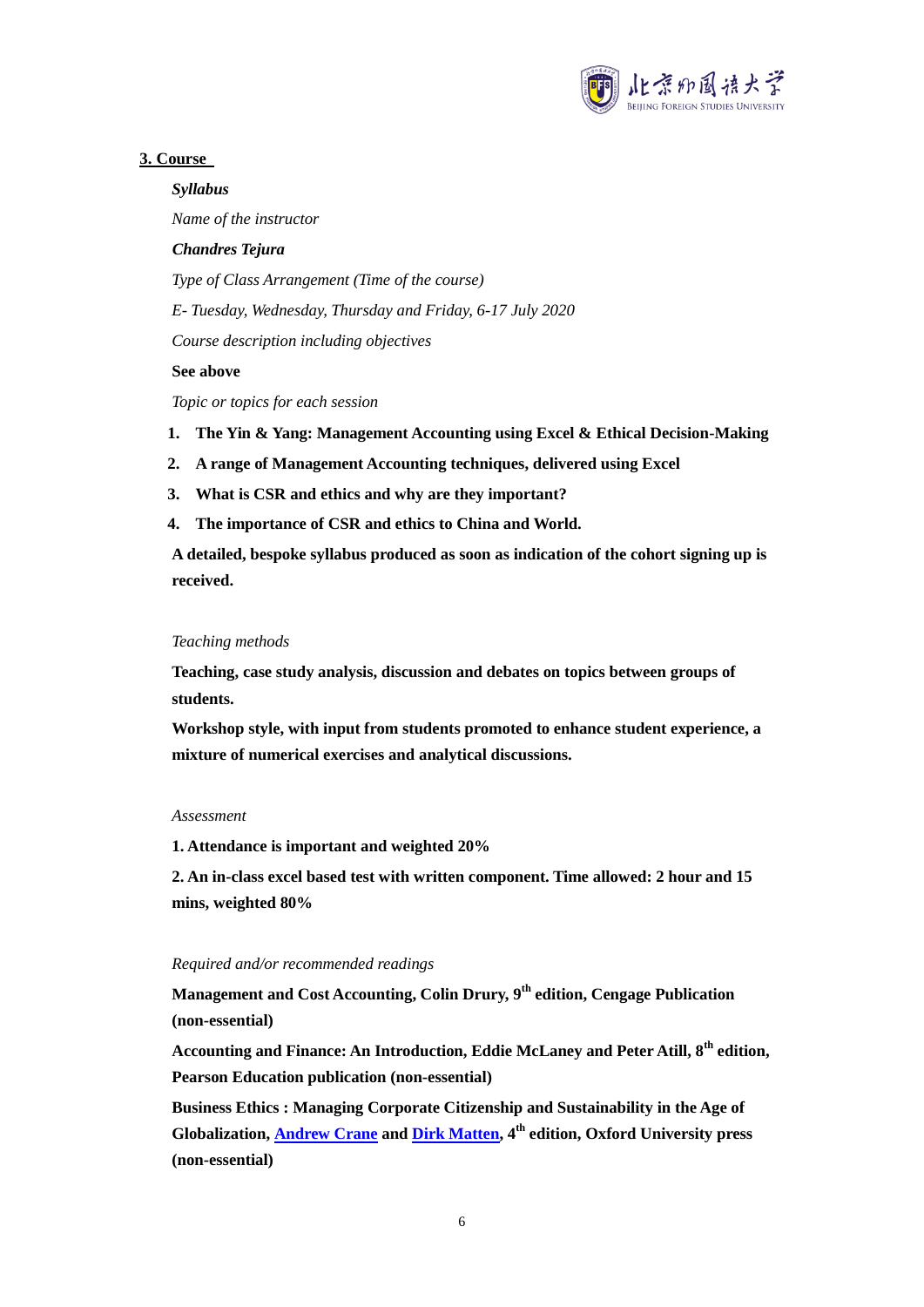## 3. Course

***Syllabus***

*Name of the instructor*

***Chandres Tejura***

*Type of Class Arrangement (Time of the course)*

*E- Tuesday, Wednesday, Thursday and Friday, 6-17 July 2020*

*Course description including objectives*

**See above**

*Topic or topics for each session*

1. **The Yin & Yang: Management Accounting using Excel & Ethical Decision-Making**
2. **A range of Management Accounting techniques, delivered using Excel**
3. **What is CSR and ethics and why are they important?**
4. **The importance of CSR and ethics to China and World.**

**A detailed, bespoke syllabus produced as soon as indication of the cohort signing up is received.**

*Teaching methods*

**Teaching, case study analysis, discussion and debates on topics between groups of students.**

**Workshop style, with input from students promoted to enhance student experience, a mixture of numerical exercises and analytical discussions.**

*Assessment*

**1. Attendance is important and weighted 20%**

**2. An in-class excel based test with written component. Time allowed: 2 hour and 15 mins, weighted 80%**

*Required and/or recommended readings*

**Management and Cost Accounting, Colin Drury, 9th edition, Cengage Publication (non-essential)**

**Accounting and Finance: An Introduction, Eddie McLaney and Peter Atill, 8th edition, Pearson Education publication (non-essential)**

**Business Ethics : Managing Corporate Citizenship and Sustainability in the Age of Globalization, Andrew Crane and Dirk Matten, 4th edition, Oxford University press (non-essential)**